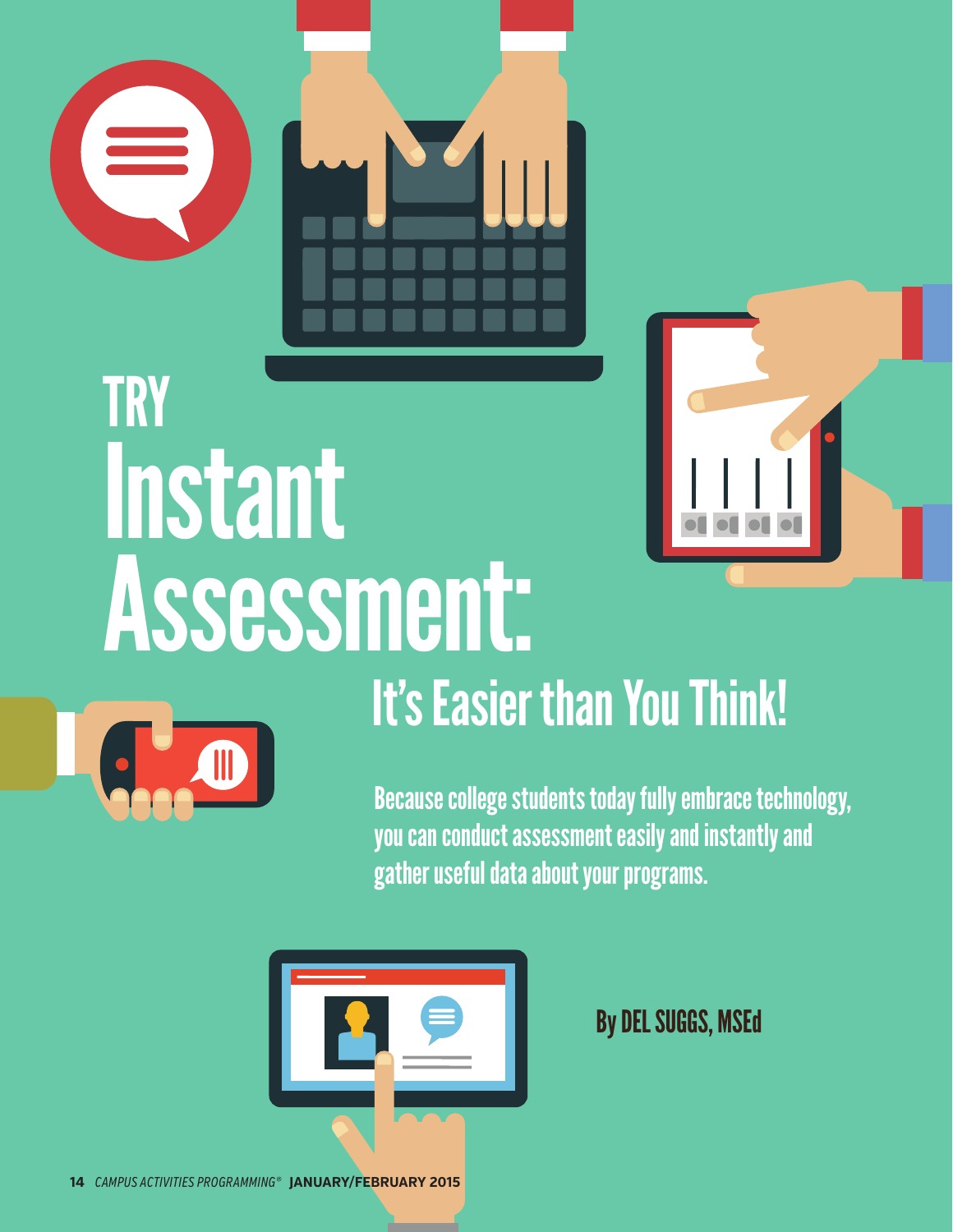# TRY Instant Assessment: It's Easier than You Think!

**Because college students today fully embrace technology, you can conduct assessment easily and instantly and gather useful data about your programs.**

**By DEL SUGGS, MSEd**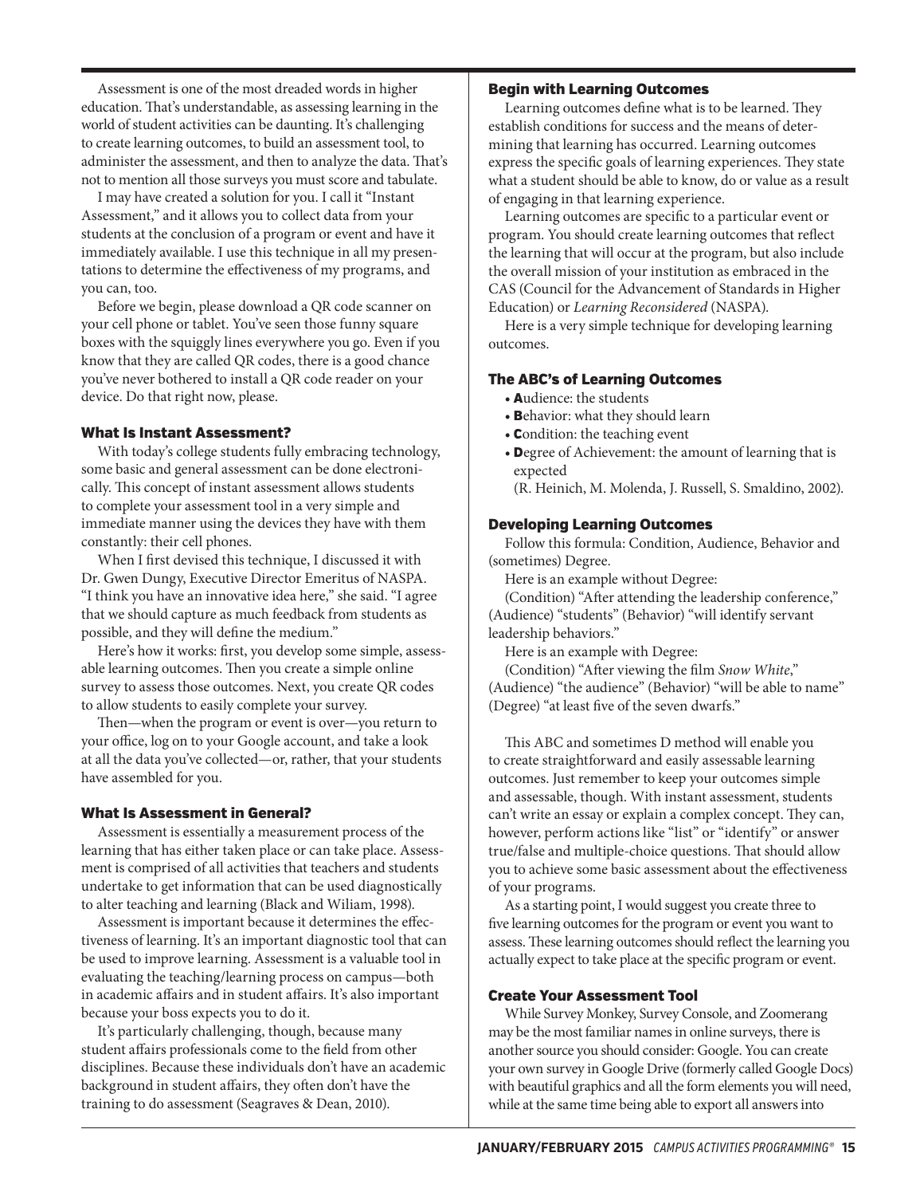Assessment is one of the most dreaded words in higher education. That's understandable, as assessing learning in the world of student activities can be daunting. It's challenging to create learning outcomes, to build an assessment tool, to administer the assessment, and then to analyze the data. That's not to mention all those surveys you must score and tabulate.

I may have created a solution for you. I call it "Instant Assessment," and it allows you to collect data from your students at the conclusion of a program or event and have it immediately available. I use this technique in all my presentations to determine the effectiveness of my programs, and you can, too.

Before we begin, please download a QR code scanner on your cell phone or tablet. You've seen those funny square boxes with the squiggly lines everywhere you go. Even if you know that they are called QR codes, there is a good chance you've never bothered to install a QR code reader on your device. Do that right now, please.

### What Is Instant Assessment?

With today's college students fully embracing technology, some basic and general assessment can be done electronically. This concept of instant assessment allows students to complete your assessment tool in a very simple and immediate manner using the devices they have with them constantly: their cell phones.

When I first devised this technique, I discussed it with Dr. Gwen Dungy, Executive Director Emeritus of NASPA. "I think you have an innovative idea here," she said. "I agree that we should capture as much feedback from students as possible, and they will define the medium."

Here's how it works: first, you develop some simple, assessable learning outcomes. Then you create a simple online survey to assess those outcomes. Next, you create QR codes to allow students to easily complete your survey.

Then—when the program or event is over—you return to your office, log on to your Google account, and take a look at all the data you've collected—or, rather, that your students have assembled for you.

### What Is Assessment in General?

Assessment is essentially a measurement process of the learning that has either taken place or can take place. Assessment is comprised of all activities that teachers and students undertake to get information that can be used diagnostically to alter teaching and learning (Black and Wiliam, 1998).

Assessment is important because it determines the effectiveness of learning. It's an important diagnostic tool that can be used to improve learning. Assessment is a valuable tool in evaluating the teaching/learning process on campus—both in academic affairs and in student affairs. It's also important because your boss expects you to do it.

It's particularly challenging, though, because many student affairs professionals come to the field from other disciplines. Because these individuals don't have an academic background in student affairs, they often don't have the training to do assessment (Seagraves & Dean, 2010).

### Begin with Learning Outcomes

Learning outcomes define what is to be learned. They establish conditions for success and the means of determining that learning has occurred. Learning outcomes express the specific goals of learning experiences. They state what a student should be able to know, do or value as a result of engaging in that learning experience.

Learning outcomes are specific to a particular event or program. You should create learning outcomes that reflect the learning that will occur at the program, but also include the overall mission of your institution as embraced in the CAS (Council for the Advancement of Standards in Higher Education) or *Learning Reconsidered* (NASPA).

Here is a very simple technique for developing learning outcomes.

### The ABC's of Learning Outcomes

- **A**udience: the students
- **B**ehavior: what they should learn
- **C**ondition: the teaching event
- **D**egree of Achievement: the amount of learning that is expected

(R. Heinich, M. Molenda, J. Russell, S. Smaldino, 2002).

### Developing Learning Outcomes

Follow this formula: Condition, Audience, Behavior and (sometimes) Degree.

Here is an example without Degree:

(Condition) "After attending the leadership conference," (Audience) "students" (Behavior) "will identify servant leadership behaviors."

Here is an example with Degree:

(Condition) "After viewing the film *Snow White*," (Audience) "the audience" (Behavior) "will be able to name" (Degree) "at least five of the seven dwarfs."

This ABC and sometimes D method will enable you to create straightforward and easily assessable learning outcomes. Just remember to keep your outcomes simple and assessable, though. With instant assessment, students can't write an essay or explain a complex concept. They can, however, perform actions like "list" or "identify" or answer true/false and multiple-choice questions. That should allow you to achieve some basic assessment about the effectiveness of your programs.

As a starting point, I would suggest you create three to five learning outcomes for the program or event you want to assess. These learning outcomes should reflect the learning you actually expect to take place at the specific program or event.

### Create Your Assessment Tool

While Survey Monkey, Survey Console, and Zoomerang may be the most familiar names in online surveys, there is another source you should consider: Google. You can create your own survey in Google Drive (formerly called Google Docs) with beautiful graphics and all the form elements you will need, while at the same time being able to export all answers into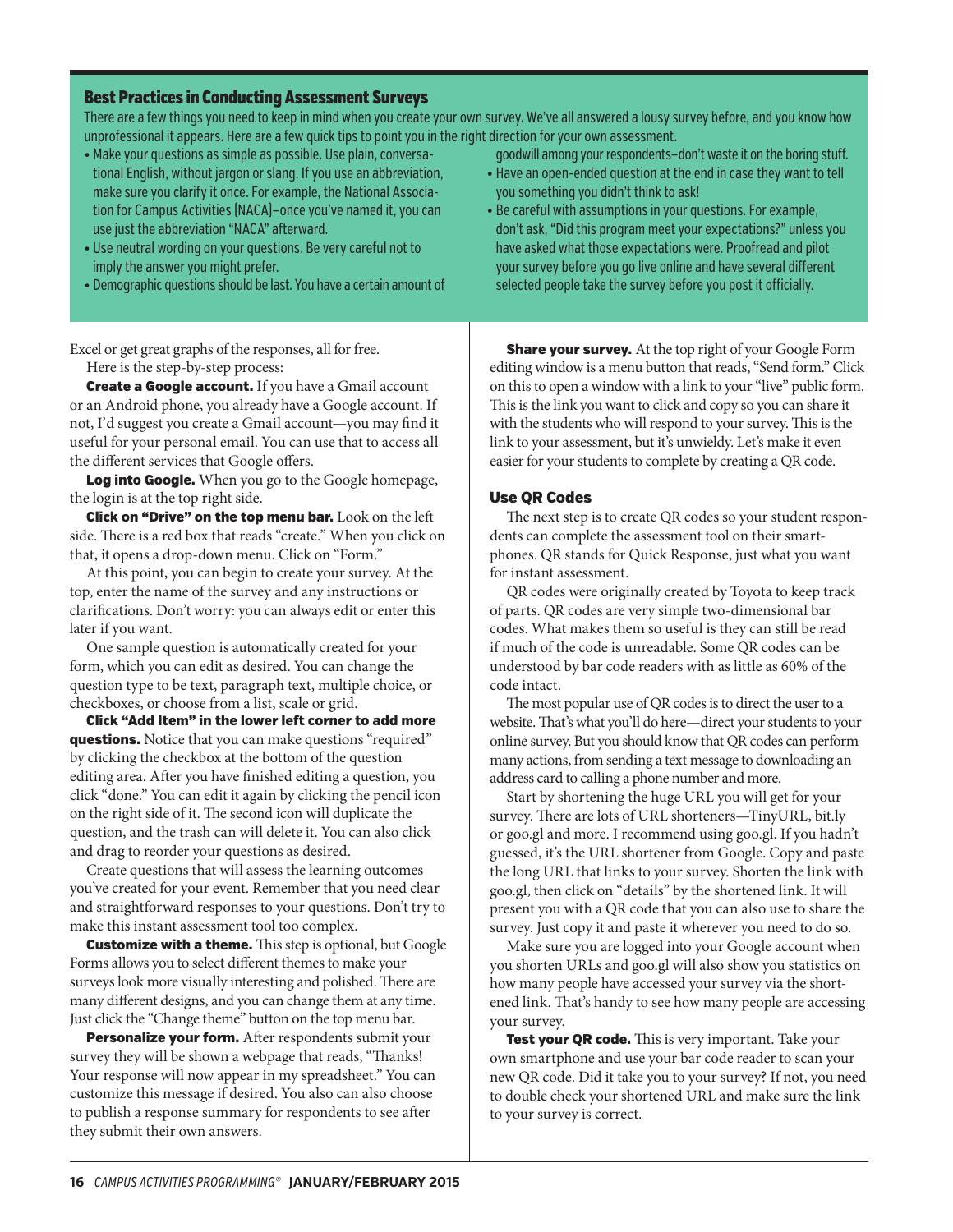## Best Practices in Conducting Assessment Surveys

There are a few things you need to keep in mind when you create your own survey. We've all answered a lousy survey before, and you know how unprofessional it appears. Here are a few quick tips to point you in the right direction for your own assessment.

- Make your questions as simple as possible. Use plain, conversational English, without jargon or slang. If you use an abbreviation, make sure you clarify it once. For example, the National Association for Campus Activities (NACA)–once you've named it, you can use just the abbreviation "NACA" afterward.
- Use neutral wording on your questions. Be very careful not to imply the answer you might prefer.
- Demographic questions should be last. You have a certain amount of goodwill among your respondents–don't waste it on the boring stuff.
- Have an open-ended question at the end in case they want to tell you something you didn't think to ask!
- Be careful with assumptions in your questions. For example, don't ask, "Did this program meet your expectations?" unless you have asked what those expectations were. Proofread and pilot your survey before you go live online and have several different selected people take the survey before you post it officially.

Excel or get great graphs of the responses, all for free.

Here is the step-by-step process:

**Create a Google account.** If you have a Gmail account or an Android phone, you already have a Google account. If not, I'd suggest you create a Gmail account—you may find it useful for your personal email. You can use that to access all the different services that Google offers.

**Log into Google.** When you go to the Google homepage, the login is at the top right side.

**Click on "Drive" on the top menu bar.** Look on the left side. There is a red box that reads "create." When you click on that, it opens a drop-down menu. Click on "Form."

At this point, you can begin to create your survey. At the top, enter the name of the survey and any instructions or clarifications. Don't worry: you can always edit or enter this later if you want.

One sample question is automatically created for your form, which you can edit as desired. You can change the question type to be text, paragraph text, multiple choice, or checkboxes, or choose from a list, scale or grid.

**Click "Add Item" in the lower left corner to add more questions.** Notice that you can make questions "required" by clicking the checkbox at the bottom of the question editing area. After you have finished editing a question, you click "done." You can edit it again by clicking the pencil icon on the right side of it. The second icon will duplicate the question, and the trash can will delete it. You can also click and drag to reorder your questions as desired.

Create questions that will assess the learning outcomes you've created for your event. Remember that you need clear and straightforward responses to your questions. Don't try to make this instant assessment tool too complex.

**Customize with a theme.** This step is optional, but Google Forms allows you to select different themes to make your surveys look more visually interesting and polished. There are many different designs, and you can change them at any time. Just click the "Change theme" button on the top menu bar.

**Personalize your form.** After respondents submit your survey they will be shown a webpage that reads, "Thanks! Your response will now appear in my spreadsheet." You can customize this message if desired. You also can also choose to publish a response summary for respondents to see after they submit their own answers.

**Share your survey.** At the top right of your Google Form editing window is a menu button that reads, "Send form." Click on this to open a window with a link to your "live" public form. This is the link you want to click and copy so you can share it with the students who will respond to your survey. This is the link to your assessment, but it's unwieldy. Let's make it even easier for your students to complete by creating a QR code.

### Use QR Codes

The next step is to create QR codes so your student respondents can complete the assessment tool on their smartphones. QR stands for Quick Response, just what you want for instant assessment.

QR codes were originally created by Toyota to keep track of parts. QR codes are very simple two-dimensional bar codes. What makes them so useful is they can still be read if much of the code is unreadable. Some QR codes can be understood by bar code readers with as little as 60% of the code intact.

The most popular use of QR codes is to direct the user to a website. That's what you'll do here—direct your students to your online survey. But you should know that QR codes can perform many actions, from sending a text message to downloading an address card to calling a phone number and more.

Start by shortening the huge URL you will get for your survey. There are lots of URL shorteners—TinyURL, bit.ly or goo.gl and more. I recommend using goo.gl. If you hadn't guessed, it's the URL shortener from Google. Copy and paste the long URL that links to your survey. Shorten the link with goo.gl, then click on "details" by the shortened link. It will present you with a QR code that you can also use to share the survey. Just copy it and paste it wherever you need to do so.

Make sure you are logged into your Google account when you shorten URLs and goo.gl will also show you statistics on how many people have accessed your survey via the shortened link. That's handy to see how many people are accessing your survey.

**Test your QR code.** This is very important. Take your own smartphone and use your bar code reader to scan your new QR code. Did it take you to your survey? If not, you need to double check your shortened URL and make sure the link to your survey is correct.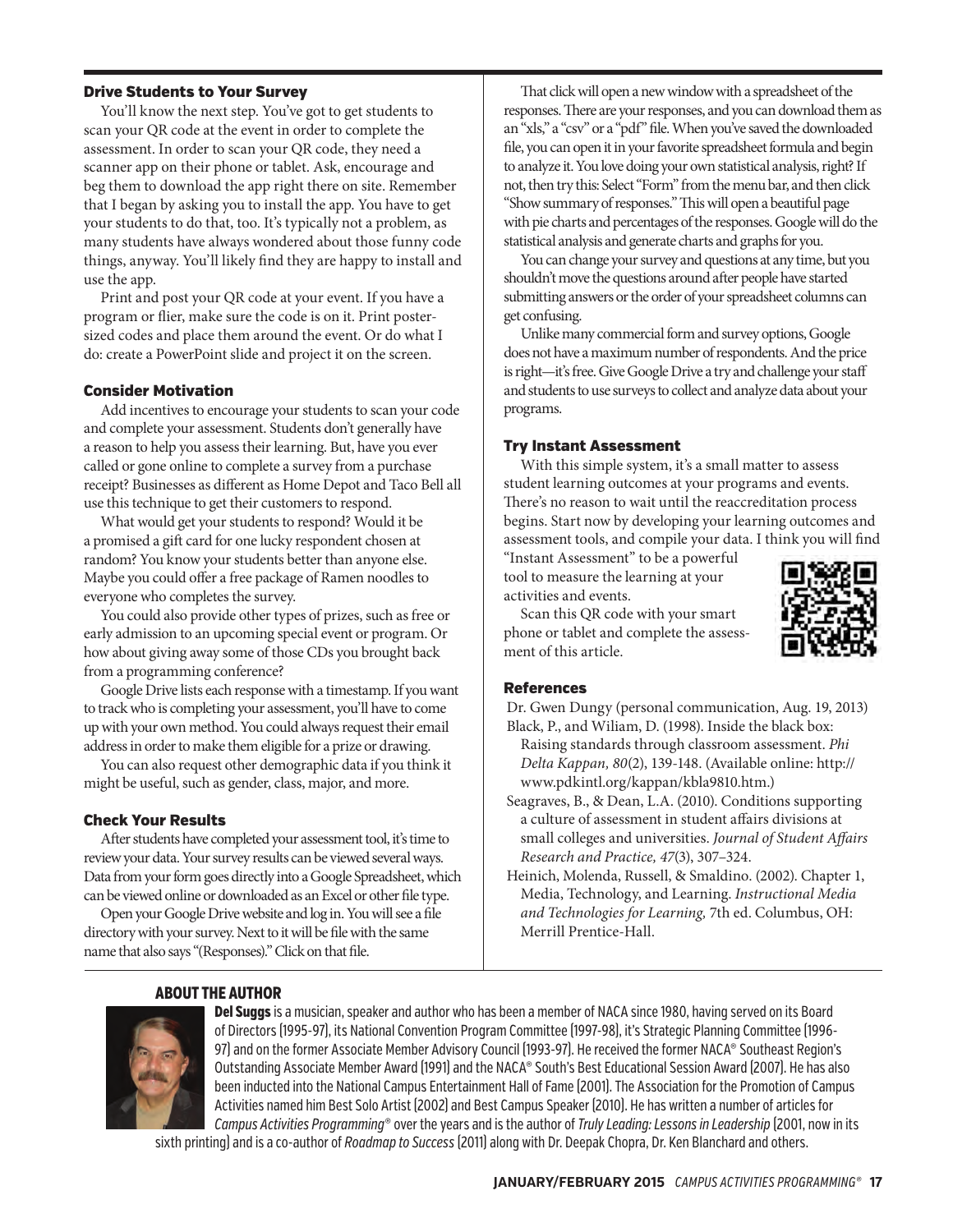### Drive Students to Your Survey

You'll know the next step. You've got to get students to scan your QR code at the event in order to complete the assessment. In order to scan your QR code, they need a scanner app on their phone or tablet. Ask, encourage and beg them to download the app right there on site. Remember that I began by asking you to install the app. You have to get your students to do that, too. It's typically not a problem, as many students have always wondered about those funny code things, anyway. You'll likely find they are happy to install and use the app.

Print and post your QR code at your event. If you have a program or flier, make sure the code is on it. Print poster-sized codes and place them around the event. Or do what I do: create a PowerPoint slide and project it on the screen.

### Consider Motivation

Add incentives to encourage your students to scan your code and complete your assessment. Students don't generally have a reason to help you assess their learning. But, have you ever called or gone online to complete a survey from a purchase receipt? Businesses as different as Home Depot and Taco Bell all use this technique to get their customers to respond.

What would get your students to respond? Would it be a promised a gift card for one lucky respondent chosen at random? You know your students better than anyone else. Maybe you could offer a free package of Ramen noodles to everyone who completes the survey.

You could also provide other types of prizes, such as free or early admission to an upcoming special event or program. Or how about giving away some of those CDs you brought back from a programming conference?

Google Drive lists each response with a timestamp. If you want to track who is completing your assessment, you'll have to come up with your own method. You could always request their email address in order to make them eligible for a prize or drawing.

You can also request other demographic data if you think it might be useful, such as gender, class, major, and more.

### Check Your Results

After students have completed your assessment tool, it's time to review your data. Your survey results can be viewed several ways. Data from your form goes directly into a Google Spreadsheet, which can be viewed online or downloaded as an Excel or other file type.

Open your Google Drive website and log in. You will see a file directory with your survey. Next to it will be file with the same name that also says "(Responses)." Click on that file.

That click will open a new window with a spreadsheet of the responses. There are your responses, and you can download them as an "xls," a "csv" or a "pdf" file. When you've saved the downloaded file, you can open it in your favorite spreadsheet formula and begin to analyze it. You love doing your own statistical analysis, right? If not, then try this: Select "Form" from the menu bar, and then click "Show summary of responses." This will open a beautiful page with pie charts and percentages of the responses. Google will do the statistical analysis and generate charts and graphs for you.

You can change your survey and questions at any time, but you shouldn't move the questions around after people have started submitting answers or the order of your spreadsheet columns can get confusing.

Unlike many commercial form and survey options, Google does not have a maximum number of respondents. And the price is right—it's free. Give Google Drive a try and challenge your staff and students to use surveys to collect and analyze data about your programs.

### Try Instant Assessment

With this simple system, it's a small matter to assess student learning outcomes at your programs and events. There's no reason to wait until the reaccreditation process begins. Start now by developing your learning outcomes and assessment tools, and compile your data. I think you will find "Instant Assessment" to be a powerful tool to measure the learning at your activities and events.

Scan this QR code with your smart phone or tablet and complete the assessment of this article.

### References

Dr. Gwen Dungy (personal communication, Aug. 19, 2013)

Black, P., and Wiliam, D. (1998). Inside the black box: Raising standards through classroom assessment. *Phi Delta Kappan, 80*(2), 139-148. (Available online: http://www.pdkintl.org/kappan/kbla9810.htm.)

Seagraves, B., & Dean, L.A. (2010). Conditions supporting a culture of assessment in student affairs divisions at small colleges and universities. *Journal of Student Affairs Research and Practice, 47*(3), 307–324.

Heinich, Molenda, Russell, & Smaldino. (2002). Chapter 1, Media, Technology, and Learning. *Instructional Media and Technologies for Learning,* 7th ed. Columbus, OH: Merrill Prentice-Hall.

### ABOUT THE AUTHOR

**Del Suggs** is a musician, speaker and author who has been a member of NACA since 1980, having served on its Board of Directors (1995-97), its National Convention Program Committee (1997-98), it's Strategic Planning Committee (1996-97) and on the former Associate Member Advisory Council (1993-97). He received the former NACA® Southeast Region's Outstanding Associate Member Award (1991) and the NACA® South's Best Educational Session Award (2007). He has also been inducted into the National Campus Entertainment Hall of Fame (2001). The Association for the Promotion of Campus Activities named him Best Solo Artist (2002) and Best Campus Speaker (2010). He has written a number of articles for *Campus Activities Programming®* over the years and is the author of *Truly Leading: Lessons in Leadership* (2001, now in its sixth printing) and is a co-author of *Roadmap to Success* (2011) along with Dr. Deepak Chopra, Dr. Ken Blanchard and others.